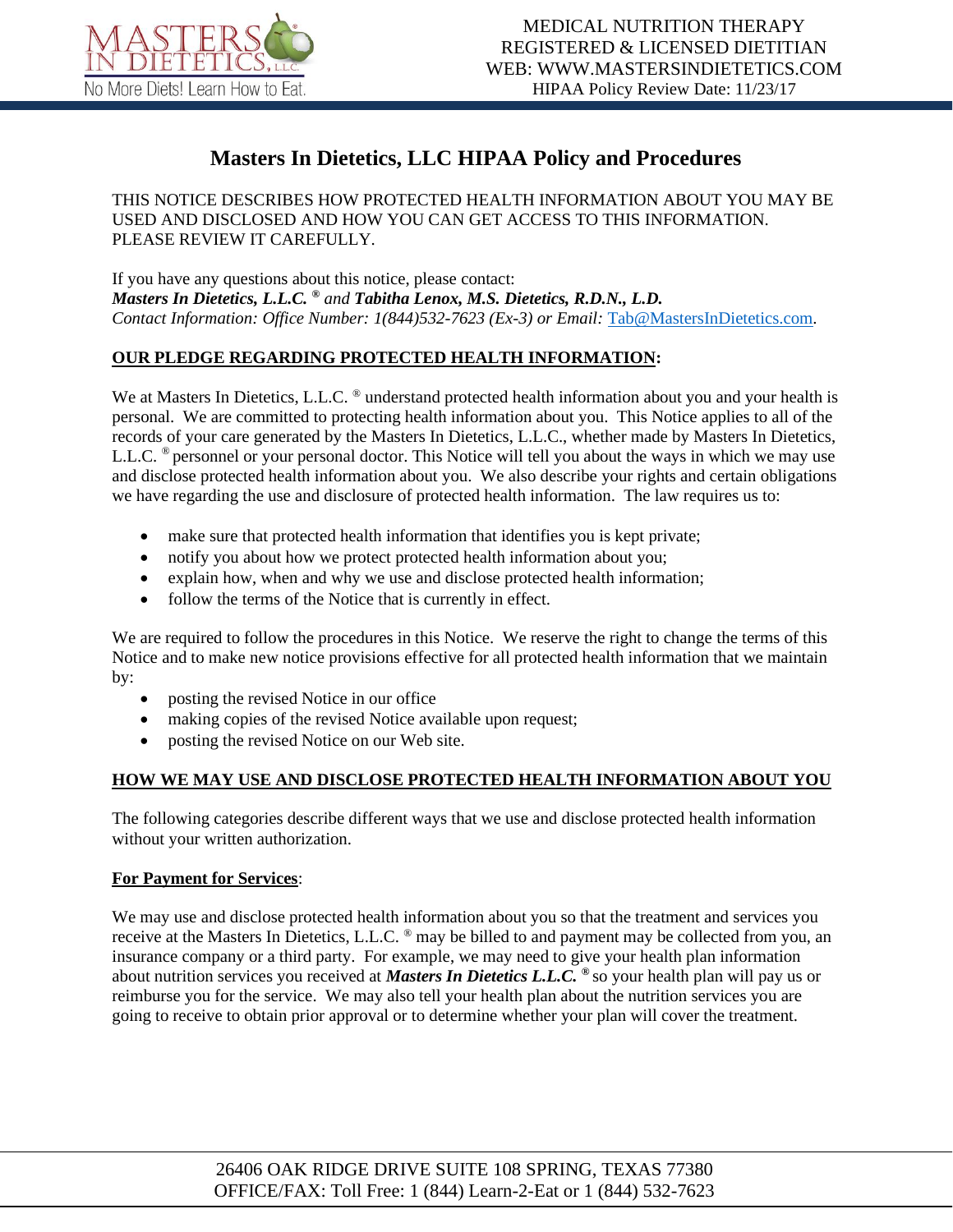# Masters In Dietetics, LLC HIPAA Policy and Procedures

THIS NOTICE DESCRIBES HOW PROTECTED HEALTH INFORMATION ABOUT YOU MAY BE USED AND DISCLOSED AND HOW YOU CAN GET ACCESS TO THIS INFORMATION. PLEASE REVIEW IT CAREFULLY.

If you have any questions about this notice, please contact:
***Masters In Dietetics, L.L.C.*** ***®*** *and* ***Tabitha Lenox, M.S. Dietetics, R.D.N., L.D.***
*Contact Information: Office Number: 1(844)532-7623 (Ex-3) or Email:* Tab@MastersInDietetics.com.

**OUR PLEDGE REGARDING PROTECTED HEALTH INFORMATION:**

We at Masters In Dietetics, L.L.C. ® understand protected health information about you and your health is personal. We are committed to protecting health information about you. This Notice applies to all of the records of your care generated by the Masters In Dietetics, L.L.C., whether made by Masters In Dietetics, L.L.C. ® personnel or your personal doctor. This Notice will tell you about the ways in which we may use and disclose protected health information about you. We also describe your rights and certain obligations we have regarding the use and disclosure of protected health information. The law requires us to:

- make sure that protected health information that identifies you is kept private;
- notify you about how we protect protected health information about you;
- explain how, when and why we use and disclose protected health information;
- follow the terms of the Notice that is currently in effect.

We are required to follow the procedures in this Notice. We reserve the right to change the terms of this Notice and to make new notice provisions effective for all protected health information that we maintain by:

- posting the revised Notice in our office
- making copies of the revised Notice available upon request;
- posting the revised Notice on our Web site.

**HOW WE MAY USE AND DISCLOSE PROTECTED HEALTH INFORMATION ABOUT YOU**

The following categories describe different ways that we use and disclose protected health information without your written authorization.

**For Payment for Services**:

We may use and disclose protected health information about you so that the treatment and services you receive at the Masters In Dietetics, L.L.C. ® may be billed to and payment may be collected from you, an insurance company or a third party. For example, we may need to give your health plan information about nutrition services you received at ***Masters In Dietetics L.L.C.*** ***®*** so your health plan will pay us or reimburse you for the service. We may also tell your health plan about the nutrition services you are going to receive to obtain prior approval or to determine whether your plan will cover the treatment.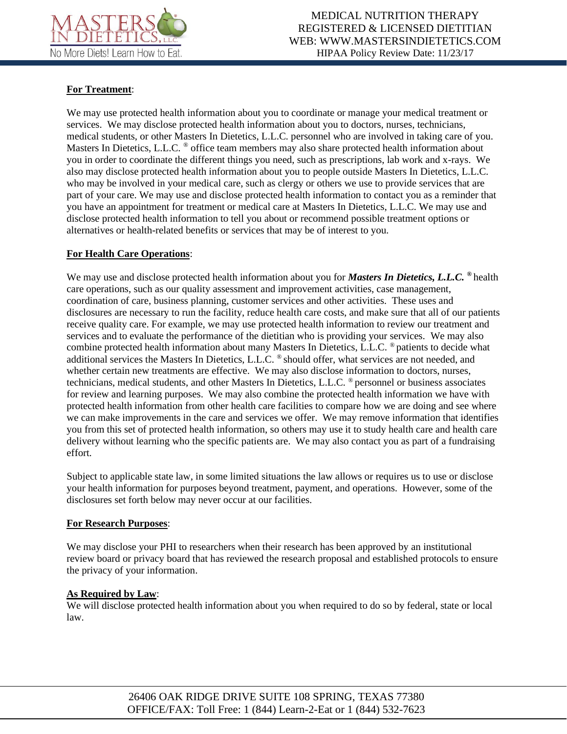**For Treatment**:

We may use protected health information about you to coordinate or manage your medical treatment or services. We may disclose protected health information about you to doctors, nurses, technicians, medical students, or other Masters In Dietetics, L.L.C. personnel who are involved in taking care of you. Masters In Dietetics, L.L.C. ® office team members may also share protected health information about you in order to coordinate the different things you need, such as prescriptions, lab work and x-rays. We also may disclose protected health information about you to people outside Masters In Dietetics, L.L.C. who may be involved in your medical care, such as clergy or others we use to provide services that are part of your care. We may use and disclose protected health information to contact you as a reminder that you have an appointment for treatment or medical care at Masters In Dietetics, L.L.C. We may use and disclose protected health information to tell you about or recommend possible treatment options or alternatives or health-related benefits or services that may be of interest to you.

**For Health Care Operations**:

We may use and disclose protected health information about you for ***Masters In Dietetics, L.L.C.*** **®** health care operations, such as our quality assessment and improvement activities, case management, coordination of care, business planning, customer services and other activities. These uses and disclosures are necessary to run the facility, reduce health care costs, and make sure that all of our patients receive quality care. For example, we may use protected health information to review our treatment and services and to evaluate the performance of the dietitian who is providing your services. We may also combine protected health information about many Masters In Dietetics, L.L.C. ® patients to decide what additional services the Masters In Dietetics, L.L.C. ® should offer, what services are not needed, and whether certain new treatments are effective. We may also disclose information to doctors, nurses, technicians, medical students, and other Masters In Dietetics, L.L.C. ® personnel or business associates for review and learning purposes. We may also combine the protected health information we have with protected health information from other health care facilities to compare how we are doing and see where we can make improvements in the care and services we offer. We may remove information that identifies you from this set of protected health information, so others may use it to study health care and health care delivery without learning who the specific patients are. We may also contact you as part of a fundraising effort.

Subject to applicable state law, in some limited situations the law allows or requires us to use or disclose your health information for purposes beyond treatment, payment, and operations. However, some of the disclosures set forth below may never occur at our facilities.

**For Research Purposes**:

We may disclose your PHI to researchers when their research has been approved by an institutional review board or privacy board that has reviewed the research proposal and established protocols to ensure the privacy of your information.

**As Required by Law**:

We will disclose protected health information about you when required to do so by federal, state or local law.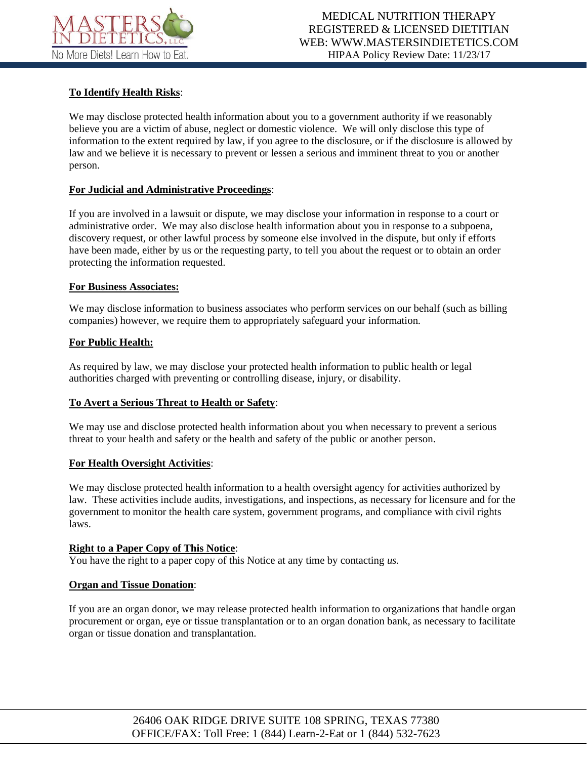**To Identify Health Risks**:

We may disclose protected health information about you to a government authority if we reasonably believe you are a victim of abuse, neglect or domestic violence. We will only disclose this type of information to the extent required by law, if you agree to the disclosure, or if the disclosure is allowed by law and we believe it is necessary to prevent or lessen a serious and imminent threat to you or another person.

**For Judicial and Administrative Proceedings**:

If you are involved in a lawsuit or dispute, we may disclose your information in response to a court or administrative order. We may also disclose health information about you in response to a subpoena, discovery request, or other lawful process by someone else involved in the dispute, but only if efforts have been made, either by us or the requesting party, to tell you about the request or to obtain an order protecting the information requested.

**For Business Associates:**

We may disclose information to business associates who perform services on our behalf (such as billing companies) however, we require them to appropriately safeguard your information.

**For Public Health:**

As required by law, we may disclose your protected health information to public health or legal authorities charged with preventing or controlling disease, injury, or disability.

**To Avert a Serious Threat to Health or Safety**:

We may use and disclose protected health information about you when necessary to prevent a serious threat to your health and safety or the health and safety of the public or another person.

**For Health Oversight Activities**:

We may disclose protected health information to a health oversight agency for activities authorized by law. These activities include audits, investigations, and inspections, as necessary for licensure and for the government to monitor the health care system, government programs, and compliance with civil rights laws.

**Right to a Paper Copy of This Notice**:
You have the right to a paper copy of this Notice at any time by contacting *us.*

**Organ and Tissue Donation**:

If you are an organ donor, we may release protected health information to organizations that handle organ procurement or organ, eye or tissue transplantation or to an organ donation bank, as necessary to facilitate organ or tissue donation and transplantation.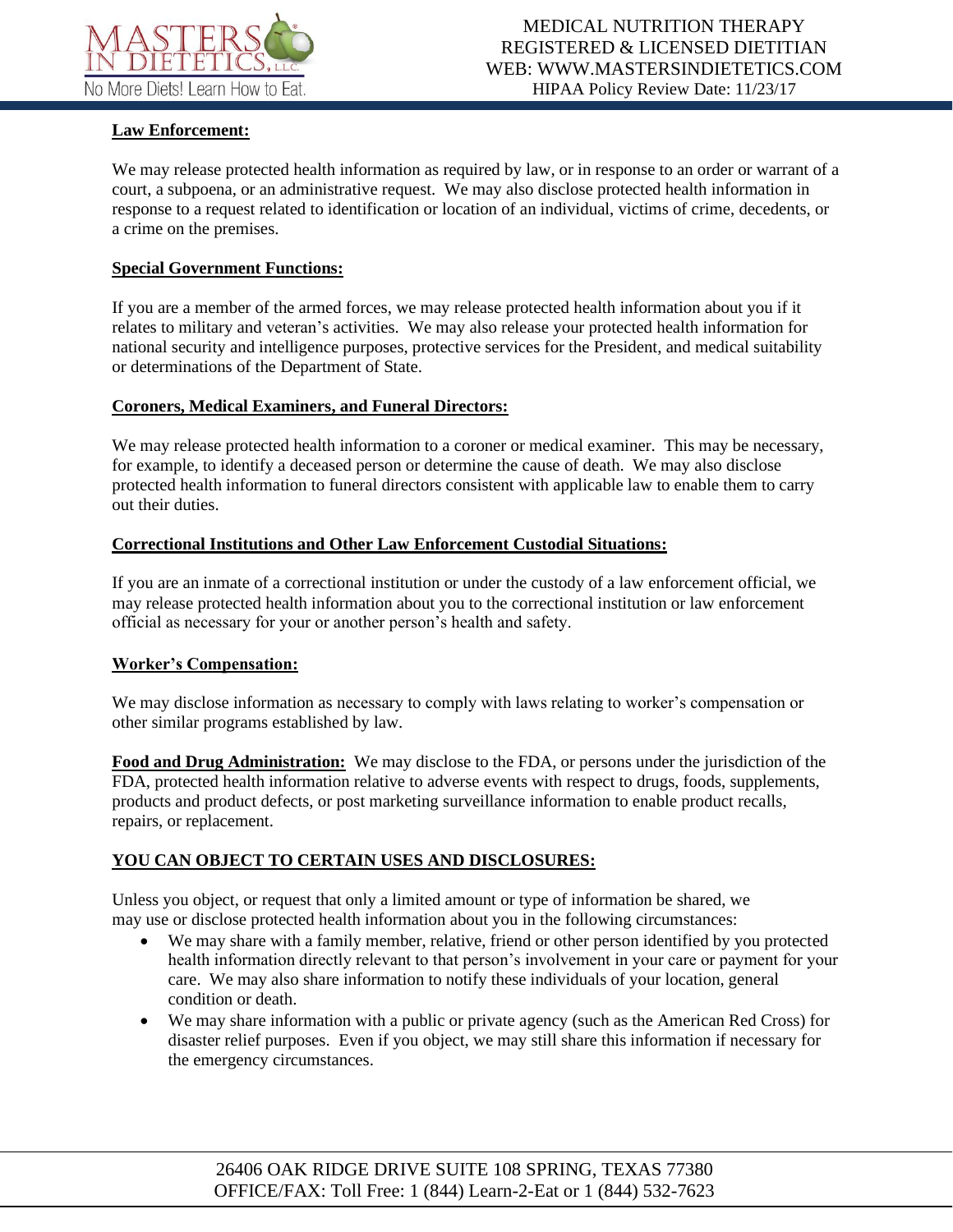**Law Enforcement:**

We may release protected health information as required by law, or in response to an order or warrant of a court, a subpoena, or an administrative request. We may also disclose protected health information in response to a request related to identification or location of an individual, victims of crime, decedents, or a crime on the premises.

**Special Government Functions:**

If you are a member of the armed forces, we may release protected health information about you if it relates to military and veteran's activities. We may also release your protected health information for national security and intelligence purposes, protective services for the President, and medical suitability or determinations of the Department of State.

**Coroners, Medical Examiners, and Funeral Directors:**

We may release protected health information to a coroner or medical examiner. This may be necessary, for example, to identify a deceased person or determine the cause of death. We may also disclose protected health information to funeral directors consistent with applicable law to enable them to carry out their duties.

**Correctional Institutions and Other Law Enforcement Custodial Situations:**

If you are an inmate of a correctional institution or under the custody of a law enforcement official, we may release protected health information about you to the correctional institution or law enforcement official as necessary for your or another person's health and safety.

**Worker's Compensation:**

We may disclose information as necessary to comply with laws relating to worker's compensation or other similar programs established by law.

**Food and Drug Administration:** We may disclose to the FDA, or persons under the jurisdiction of the FDA, protected health information relative to adverse events with respect to drugs, foods, supplements, products and product defects, or post marketing surveillance information to enable product recalls, repairs, or replacement.

**YOU CAN OBJECT TO CERTAIN USES AND DISCLOSURES:**

Unless you object, or request that only a limited amount or type of information be shared, we may use or disclose protected health information about you in the following circumstances:

- We may share with a family member, relative, friend or other person identified by you protected health information directly relevant to that person's involvement in your care or payment for your care. We may also share information to notify these individuals of your location, general condition or death.
- We may share information with a public or private agency (such as the American Red Cross) for disaster relief purposes. Even if you object, we may still share this information if necessary for the emergency circumstances.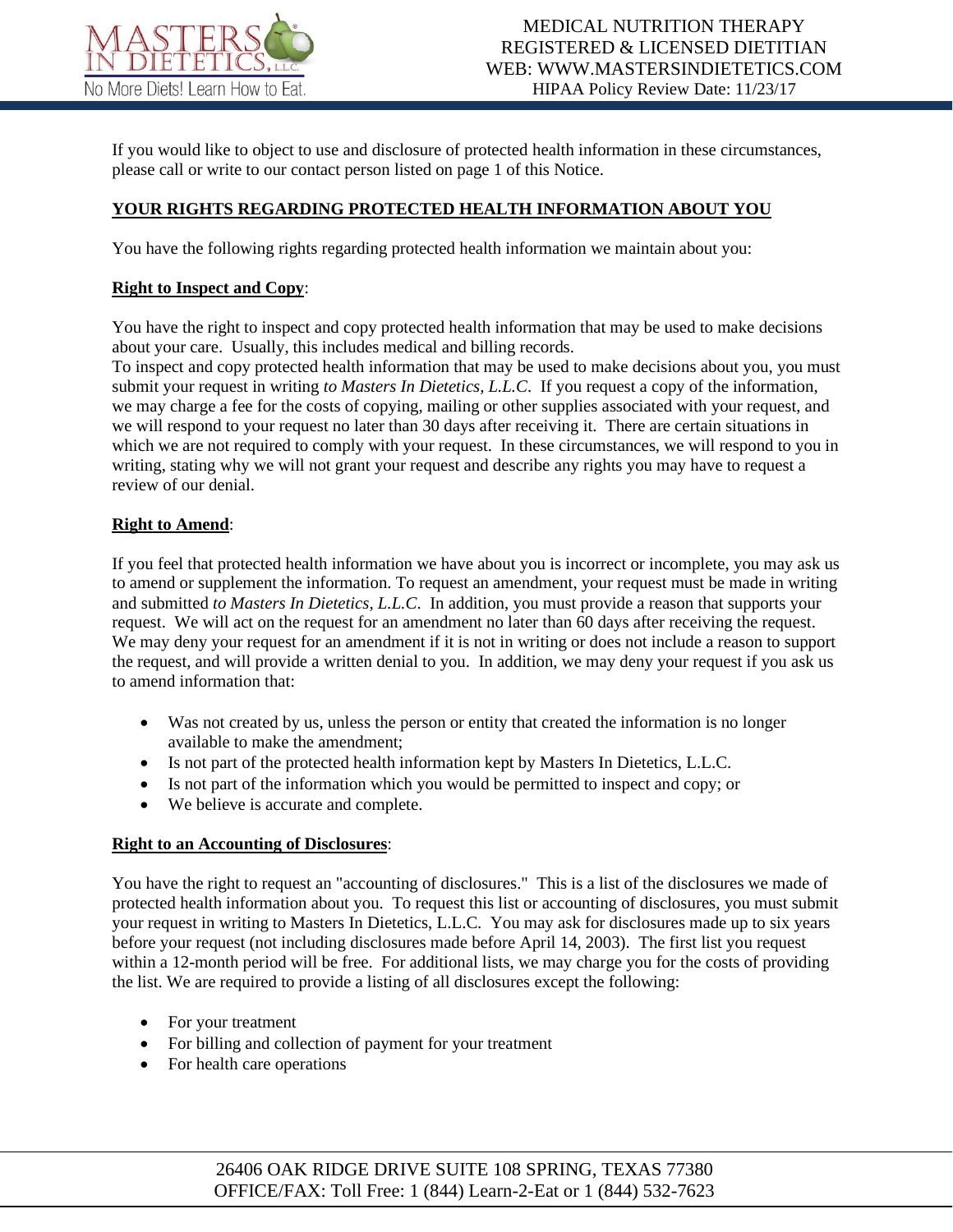If you would like to object to use and disclosure of protected health information in these circumstances, please call or write to our contact person listed on page 1 of this Notice.

## YOUR RIGHTS REGARDING PROTECTED HEALTH INFORMATION ABOUT YOU

You have the following rights regarding protected health information we maintain about you:

**Right to Inspect and Copy**:

You have the right to inspect and copy protected health information that may be used to make decisions about your care. Usually, this includes medical and billing records.
To inspect and copy protected health information that may be used to make decisions about you, you must submit your request in writing *to Masters In Dietetics, L.L.C.* If you request a copy of the information, we may charge a fee for the costs of copying, mailing or other supplies associated with your request, and we will respond to your request no later than 30 days after receiving it. There are certain situations in which we are not required to comply with your request. In these circumstances, we will respond to you in writing, stating why we will not grant your request and describe any rights you may have to request a review of our denial.

**Right to Amend**:

If you feel that protected health information we have about you is incorrect or incomplete, you may ask us to amend or supplement the information. To request an amendment, your request must be made in writing and submitted *to Masters In Dietetics, L.L.C*. In addition, you must provide a reason that supports your request. We will act on the request for an amendment no later than 60 days after receiving the request. We may deny your request for an amendment if it is not in writing or does not include a reason to support the request, and will provide a written denial to you. In addition, we may deny your request if you ask us to amend information that:

- Was not created by us, unless the person or entity that created the information is no longer available to make the amendment;
- Is not part of the protected health information kept by Masters In Dietetics, L.L.C.
- Is not part of the information which you would be permitted to inspect and copy; or
- We believe is accurate and complete.

**Right to an Accounting of Disclosures**:

You have the right to request an "accounting of disclosures." This is a list of the disclosures we made of protected health information about you. To request this list or accounting of disclosures, you must submit your request in writing to Masters In Dietetics, L.L.C. You may ask for disclosures made up to six years before your request (not including disclosures made before April 14, 2003). The first list you request within a 12-month period will be free. For additional lists, we may charge you for the costs of providing the list. We are required to provide a listing of all disclosures except the following:

- For your treatment
- For billing and collection of payment for your treatment
- For health care operations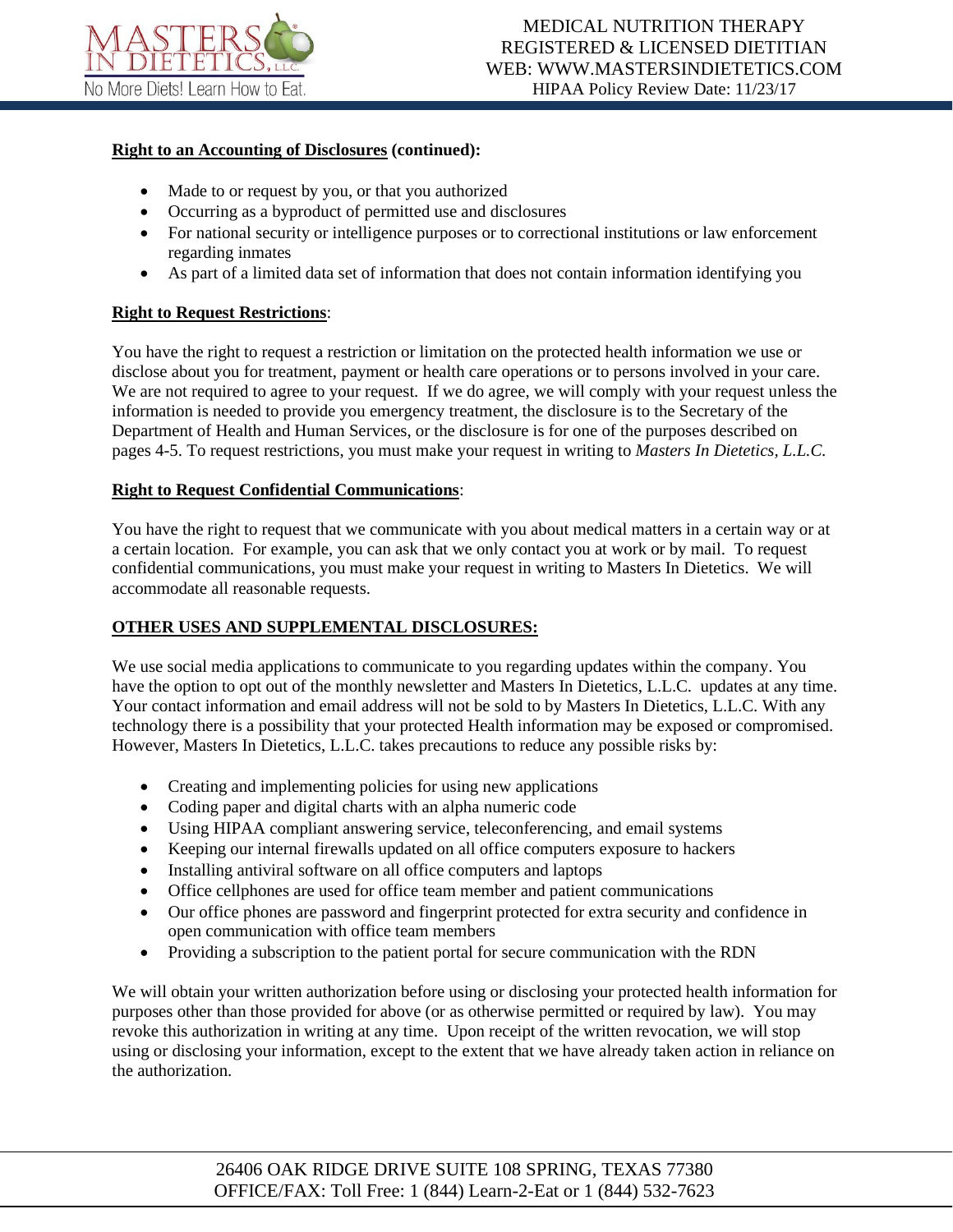**Right to an Accounting of Disclosures (continued):**

- Made to or request by you, or that you authorized
- Occurring as a byproduct of permitted use and disclosures
- For national security or intelligence purposes or to correctional institutions or law enforcement regarding inmates
- As part of a limited data set of information that does not contain information identifying you

**Right to Request Restrictions**:

You have the right to request a restriction or limitation on the protected health information we use or disclose about you for treatment, payment or health care operations or to persons involved in your care. We are not required to agree to your request. If we do agree, we will comply with your request unless the information is needed to provide you emergency treatment, the disclosure is to the Secretary of the Department of Health and Human Services, or the disclosure is for one of the purposes described on pages 4-5. To request restrictions, you must make your request in writing to *Masters In Dietetics, L.L.C.*

**Right to Request Confidential Communications**:

You have the right to request that we communicate with you about medical matters in a certain way or at a certain location. For example, you can ask that we only contact you at work or by mail. To request confidential communications, you must make your request in writing to Masters In Dietetics. We will accommodate all reasonable requests.

**OTHER USES AND SUPPLEMENTAL DISCLOSURES:**

We use social media applications to communicate to you regarding updates within the company. You have the option to opt out of the monthly newsletter and Masters In Dietetics, L.L.C. updates at any time. Your contact information and email address will not be sold to by Masters In Dietetics, L.L.C. With any technology there is a possibility that your protected Health information may be exposed or compromised. However, Masters In Dietetics, L.L.C. takes precautions to reduce any possible risks by:

- Creating and implementing policies for using new applications
- Coding paper and digital charts with an alpha numeric code
- Using HIPAA compliant answering service, teleconferencing, and email systems
- Keeping our internal firewalls updated on all office computers exposure to hackers
- Installing antiviral software on all office computers and laptops
- Office cellphones are used for office team member and patient communications
- Our office phones are password and fingerprint protected for extra security and confidence in open communication with office team members
- Providing a subscription to the patient portal for secure communication with the RDN

We will obtain your written authorization before using or disclosing your protected health information for purposes other than those provided for above (or as otherwise permitted or required by law). You may revoke this authorization in writing at any time. Upon receipt of the written revocation, we will stop using or disclosing your information, except to the extent that we have already taken action in reliance on the authorization.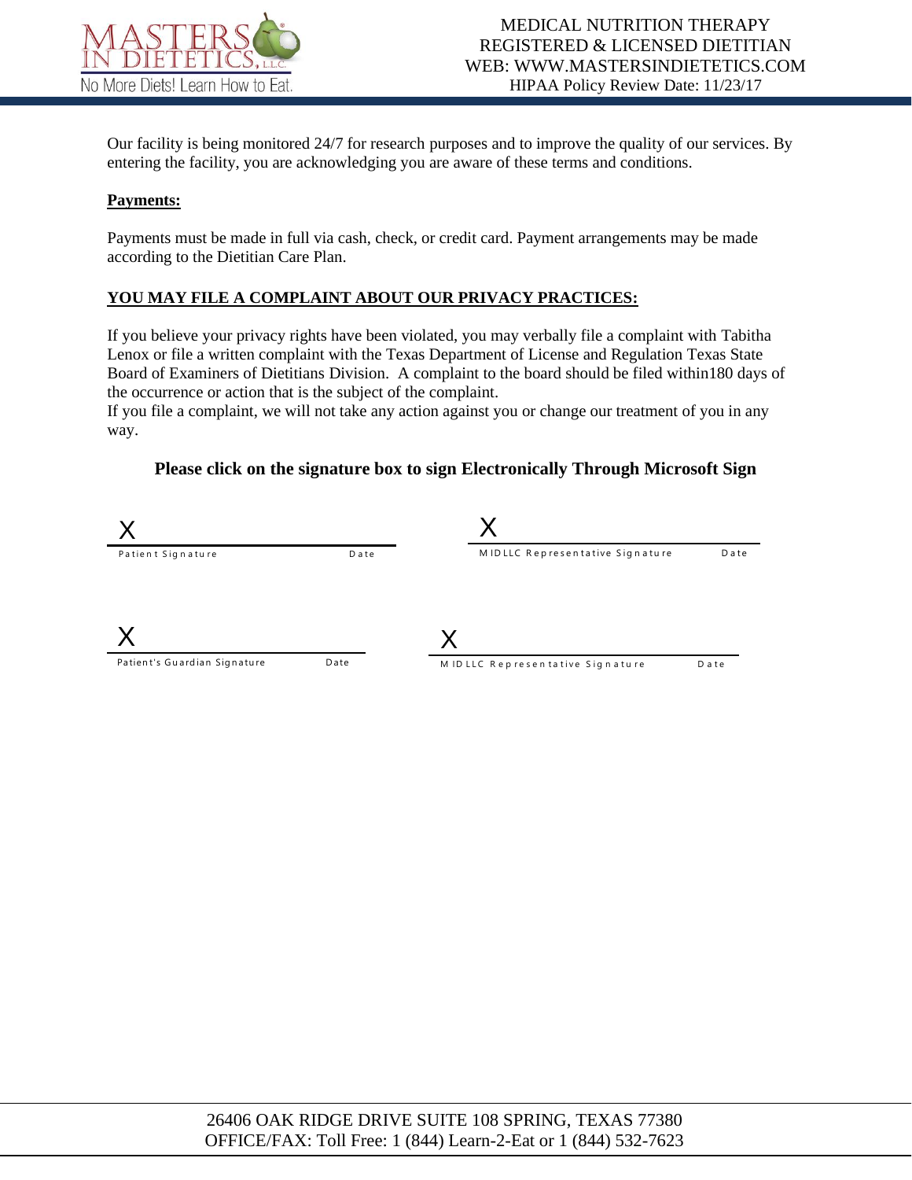Our facility is being monitored 24/7 for research purposes and to improve the quality of our services. By entering the facility, you are acknowledging you are aware of these terms and conditions.

**Payments:**

Payments must be made in full via cash, check, or credit card. Payment arrangements may be made according to the Dietitian Care Plan.

**YOU MAY FILE A COMPLAINT ABOUT OUR PRIVACY PRACTICES:**

If you believe your privacy rights have been violated, you may verbally file a complaint with Tabitha Lenox or file a written complaint with the Texas Department of License and Regulation Texas State Board of Examiners of Dietitians Division. A complaint to the board should be filed within180 days of the occurrence or action that is the subject of the complaint.
If you file a complaint, we will not take any action against you or change our treatment of you in any way.

**Please click on the signature box to sign Electronically Through Microsoft Sign**

X ______________________________
Patient Signature  Date

X ______________________________
MIDLLC Representative Signature  Date

X ______________________________
Patient's Guardian Signature  Date

X ______________________________
MIDLLC Representative Signature  Date

26406 OAK RIDGE DRIVE SUITE 108 SPRING, TEXAS 77380
OFFICE/FAX: Toll Free: 1 (844) Learn-2-Eat or 1 (844) 532-7623